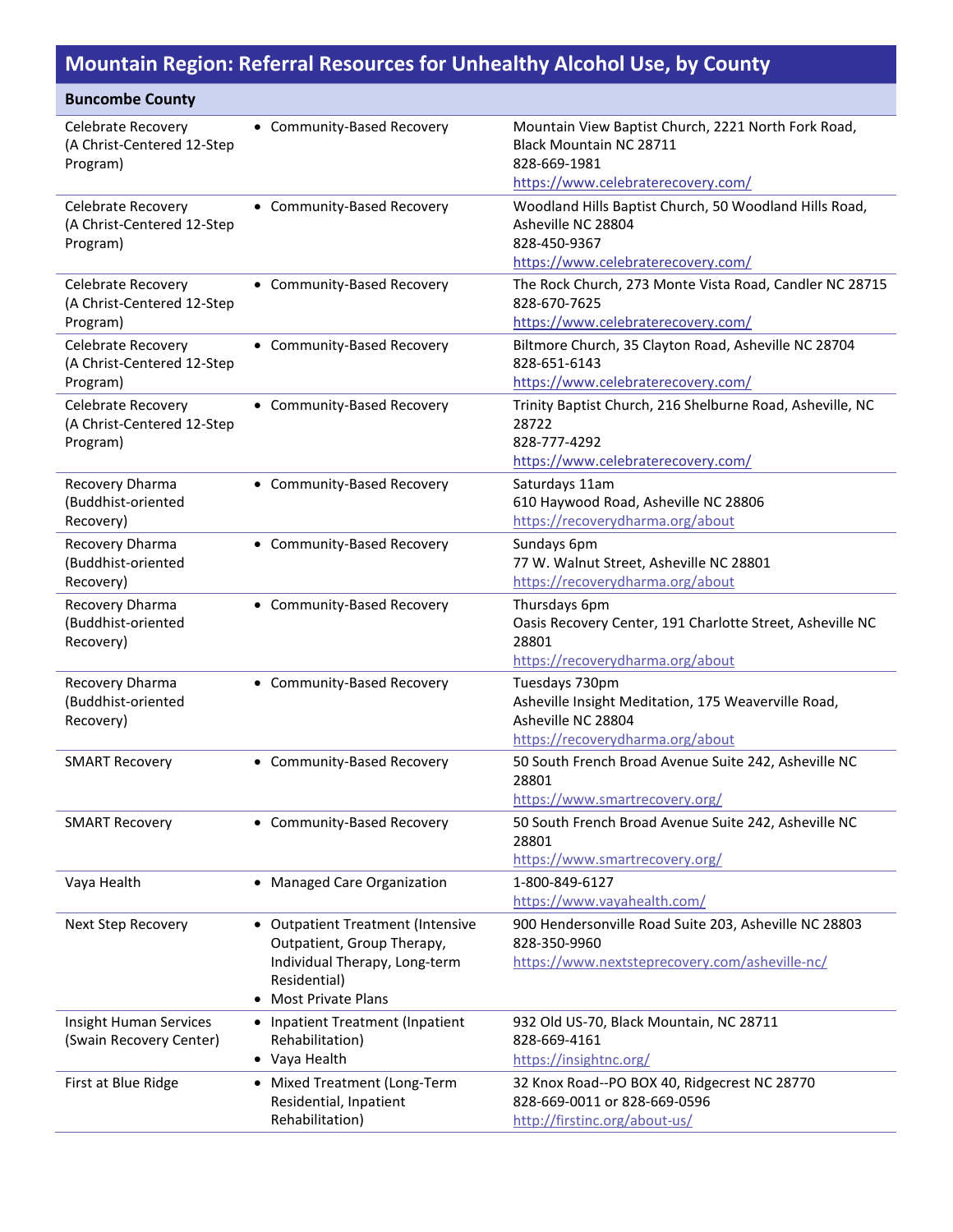# Mountain Region: Referral Resources for Unhealthy Alcohol Use, by County

## Buncombe County

| Program | Services | Contact |
| --- | --- | --- |
| Celebrate Recovery (A Christ-Centered 12-Step Program) | • Community-Based Recovery | Mountain View Baptist Church, 2221 North Fork Road, Black Mountain NC 28711<br>828-669-1981<br>https://www.celebraterecovery.com/ |
| Celebrate Recovery (A Christ-Centered 12-Step Program) | • Community-Based Recovery | Woodland Hills Baptist Church, 50 Woodland Hills Road, Asheville NC 28804<br>828-450-9367<br>https://www.celebraterecovery.com/ |
| Celebrate Recovery (A Christ-Centered 12-Step Program) | • Community-Based Recovery | The Rock Church, 273 Monte Vista Road, Candler NC 28715<br>828-670-7625<br>https://www.celebraterecovery.com/ |
| Celebrate Recovery (A Christ-Centered 12-Step Program) | • Community-Based Recovery | Biltmore Church, 35 Clayton Road, Asheville NC 28704<br>828-651-6143<br>https://www.celebraterecovery.com/ |
| Celebrate Recovery (A Christ-Centered 12-Step Program) | • Community-Based Recovery | Trinity Baptist Church, 216 Shelburne Road, Asheville, NC 28722<br>828-777-4292<br>https://www.celebraterecovery.com/ |
| Recovery Dharma (Buddhist-oriented Recovery) | • Community-Based Recovery | Saturdays 11am<br>610 Haywood Road, Asheville NC 28806<br>https://recoverydharma.org/about |
| Recovery Dharma (Buddhist-oriented Recovery) | • Community-Based Recovery | Sundays 6pm<br>77 W. Walnut Street, Asheville NC 28801<br>https://recoverydharma.org/about |
| Recovery Dharma (Buddhist-oriented Recovery) | • Community-Based Recovery | Thursdays 6pm<br>Oasis Recovery Center, 191 Charlotte Street, Asheville NC 28801<br>https://recoverydharma.org/about |
| Recovery Dharma (Buddhist-oriented Recovery) | • Community-Based Recovery | Tuesdays 730pm<br>Asheville Insight Meditation, 175 Weaverville Road, Asheville NC 28804<br>https://recoverydharma.org/about |
| SMART Recovery | • Community-Based Recovery | 50 South French Broad Avenue Suite 242, Asheville NC 28801<br>https://www.smartrecovery.org/ |
| SMART Recovery | • Community-Based Recovery | 50 South French Broad Avenue Suite 242, Asheville NC 28801<br>https://www.smartrecovery.org/ |
| Vaya Health | • Managed Care Organization | 1-800-849-6127<br>https://www.vayahealth.com/ |
| Next Step Recovery | • Outpatient Treatment (Intensive Outpatient, Group Therapy, Individual Therapy, Long-term Residential)<br>• Most Private Plans | 900 Hendersonville Road Suite 203, Asheville NC 28803<br>828-350-9960<br>https://www.nextsteprecovery.com/asheville-nc/ |
| Insight Human Services (Swain Recovery Center) | • Inpatient Treatment (Inpatient Rehabilitation)<br>• Vaya Health | 932 Old US-70, Black Mountain, NC 28711<br>828-669-4161<br>https://insightnc.org/ |
| First at Blue Ridge | • Mixed Treatment (Long-Term Residential, Inpatient Rehabilitation) | 32 Knox Road--PO BOX 40, Ridgecrest NC 28770<br>828-669-0011 or 828-669-0596<br>http://firstinc.org/about-us/ |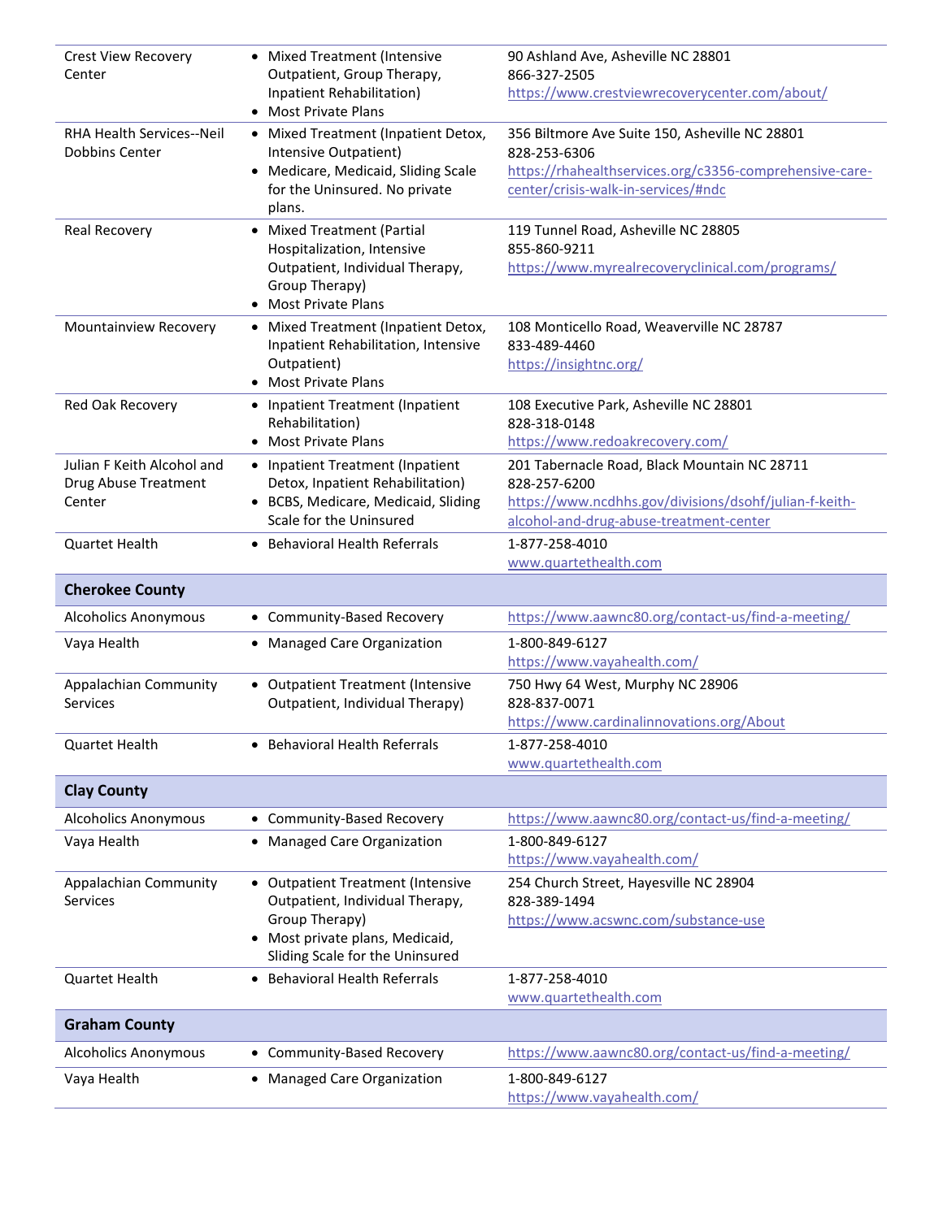| | | |
|---|---|---|
| Crest View Recovery Center | • Mixed Treatment (Intensive Outpatient, Group Therapy, Inpatient Rehabilitation)<br>• Most Private Plans | 90 Ashland Ave, Asheville NC 28801<br>866-327-2505<br>https://www.crestviewrecoverycenter.com/about/ |
| RHA Health Services--Neil Dobbins Center | • Mixed Treatment (Inpatient Detox, Intensive Outpatient)<br>• Medicare, Medicaid, Sliding Scale for the Uninsured. No private plans. | 356 Biltmore Ave Suite 150, Asheville NC 28801<br>828-253-6306<br>https://rhahealthservices.org/c3356-comprehensive-care-center/crisis-walk-in-services/#ndc |
| Real Recovery | • Mixed Treatment (Partial Hospitalization, Intensive Outpatient, Individual Therapy, Group Therapy)<br>• Most Private Plans | 119 Tunnel Road, Asheville NC 28805<br>855-860-9211<br>https://www.myrealrecoveryclinical.com/programs/ |
| Mountainview Recovery | • Mixed Treatment (Inpatient Detox, Inpatient Rehabilitation, Intensive Outpatient)<br>• Most Private Plans | 108 Monticello Road, Weaverville NC 28787<br>833-489-4460<br>https://insightnc.org/ |
| Red Oak Recovery | • Inpatient Treatment (Inpatient Rehabilitation)<br>• Most Private Plans | 108 Executive Park, Asheville NC 28801<br>828-318-0148<br>https://www.redoakrecovery.com/ |
| Julian F Keith Alcohol and Drug Abuse Treatment Center | • Inpatient Treatment (Inpatient Detox, Inpatient Rehabilitation)<br>• BCBS, Medicare, Medicaid, Sliding Scale for the Uninsured | 201 Tabernacle Road, Black Mountain NC 28711<br>828-257-6200<br>https://www.ncdhhs.gov/divisions/dsohf/julian-f-keith-alcohol-and-drug-abuse-treatment-center |
| Quartet Health | • Behavioral Health Referrals | 1-877-258-4010<br>www.quartethealth.com |
| **Cherokee County** | | |
| Alcoholics Anonymous | • Community-Based Recovery | https://www.aawnc80.org/contact-us/find-a-meeting/ |
| Vaya Health | • Managed Care Organization | 1-800-849-6127<br>https://www.vayahealth.com/ |
| Appalachian Community Services | • Outpatient Treatment (Intensive Outpatient, Individual Therapy) | 750 Hwy 64 West, Murphy NC 28906<br>828-837-0071<br>https://www.cardinalinnovations.org/About |
| Quartet Health | • Behavioral Health Referrals | 1-877-258-4010<br>www.quartethealth.com |
| **Clay County** | | |
| Alcoholics Anonymous | • Community-Based Recovery | https://www.aawnc80.org/contact-us/find-a-meeting/ |
| Vaya Health | • Managed Care Organization | 1-800-849-6127<br>https://www.vayahealth.com/ |
| Appalachian Community Services | • Outpatient Treatment (Intensive Outpatient, Individual Therapy, Group Therapy)<br>• Most private plans, Medicaid, Sliding Scale for the Uninsured | 254 Church Street, Hayesville NC 28904<br>828-389-1494<br>https://www.acswnc.com/substance-use |
| Quartet Health | • Behavioral Health Referrals | 1-877-258-4010<br>www.quartethealth.com |
| **Graham County** | | |
| Alcoholics Anonymous | • Community-Based Recovery | https://www.aawnc80.org/contact-us/find-a-meeting/ |
| Vaya Health | • Managed Care Organization | 1-800-849-6127<br>https://www.vayahealth.com/ |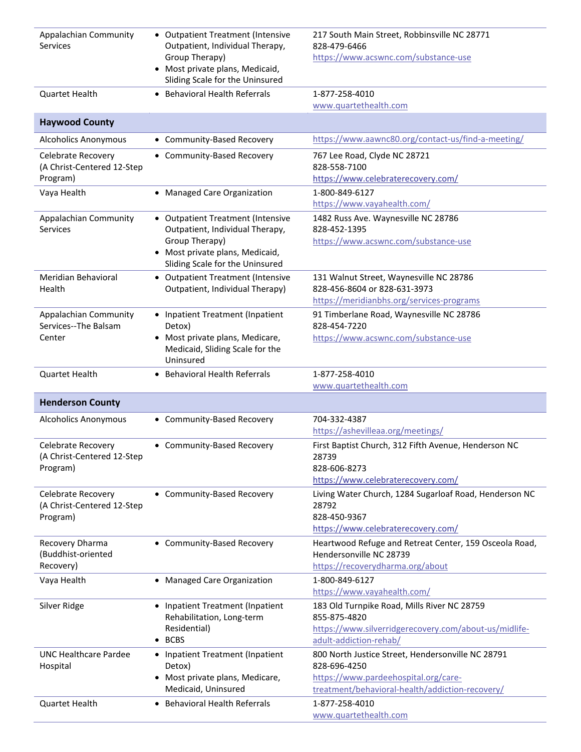| | | |
|---|---|---|
| Appalachian Community Services | • Outpatient Treatment (Intensive Outpatient, Individual Therapy, Group Therapy)<br>• Most private plans, Medicaid, Sliding Scale for the Uninsured | 217 South Main Street, Robbinsville NC 28771<br>828-479-6466<br>https://www.acswnc.com/substance-use |
| Quartet Health | • Behavioral Health Referrals | 1-877-258-4010<br>www.quartethealth.com |
| **Haywood County** | | |
| Alcoholics Anonymous | • Community-Based Recovery | https://www.aawnc80.org/contact-us/find-a-meeting/ |
| Celebrate Recovery (A Christ-Centered 12-Step Program) | • Community-Based Recovery | 767 Lee Road, Clyde NC 28721<br>828-558-7100<br>https://www.celebraterecovery.com/ |
| Vaya Health | • Managed Care Organization | 1-800-849-6127<br>https://www.vayahealth.com/ |
| Appalachian Community Services | • Outpatient Treatment (Intensive Outpatient, Individual Therapy, Group Therapy)<br>• Most private plans, Medicaid, Sliding Scale for the Uninsured | 1482 Russ Ave. Waynesville NC 28786<br>828-452-1395<br>https://www.acswnc.com/substance-use |
| Meridian Behavioral Health | • Outpatient Treatment (Intensive Outpatient, Individual Therapy) | 131 Walnut Street, Waynesville NC 28786<br>828-456-8604 or 828-631-3973<br>https://meridianbhs.org/services-programs |
| Appalachian Community Services--The Balsam Center | • Inpatient Treatment (Inpatient Detox)<br>• Most private plans, Medicare, Medicaid, Sliding Scale for the Uninsured | 91 Timberlane Road, Waynesville NC 28786<br>828-454-7220<br>https://www.acswnc.com/substance-use |
| Quartet Health | • Behavioral Health Referrals | 1-877-258-4010<br>www.quartethealth.com |
| **Henderson County** | | |
| Alcoholics Anonymous | • Community-Based Recovery | 704-332-4387<br>https://ashevilleaa.org/meetings/ |
| Celebrate Recovery (A Christ-Centered 12-Step Program) | • Community-Based Recovery | First Baptist Church, 312 Fifth Avenue, Henderson NC 28739<br>828-606-8273<br>https://www.celebraterecovery.com/ |
| Celebrate Recovery (A Christ-Centered 12-Step Program) | • Community-Based Recovery | Living Water Church, 1284 Sugarloaf Road, Henderson NC 28792<br>828-450-9367<br>https://www.celebraterecovery.com/ |
| Recovery Dharma (Buddhist-oriented Recovery) | • Community-Based Recovery | Heartwood Refuge and Retreat Center, 159 Osceola Road, Hendersonville NC 28739<br>https://recoverydharma.org/about |
| Vaya Health | • Managed Care Organization | 1-800-849-6127<br>https://www.vayahealth.com/ |
| Silver Ridge | • Inpatient Treatment (Inpatient Rehabilitation, Long-term Residential)<br>• BCBS | 183 Old Turnpike Road, Mills River NC 28759<br>855-875-4820<br>https://www.silverridgerecovery.com/about-us/midlife-adult-addiction-rehab/ |
| UNC Healthcare Pardee Hospital | • Inpatient Treatment (Inpatient Detox)<br>• Most private plans, Medicare, Medicaid, Uninsured | 800 North Justice Street, Hendersonville NC 28791<br>828-696-4250<br>https://www.pardeehospital.org/care-treatment/behavioral-health/addiction-recovery/ |
| Quartet Health | • Behavioral Health Referrals | 1-877-258-4010<br>www.quartethealth.com |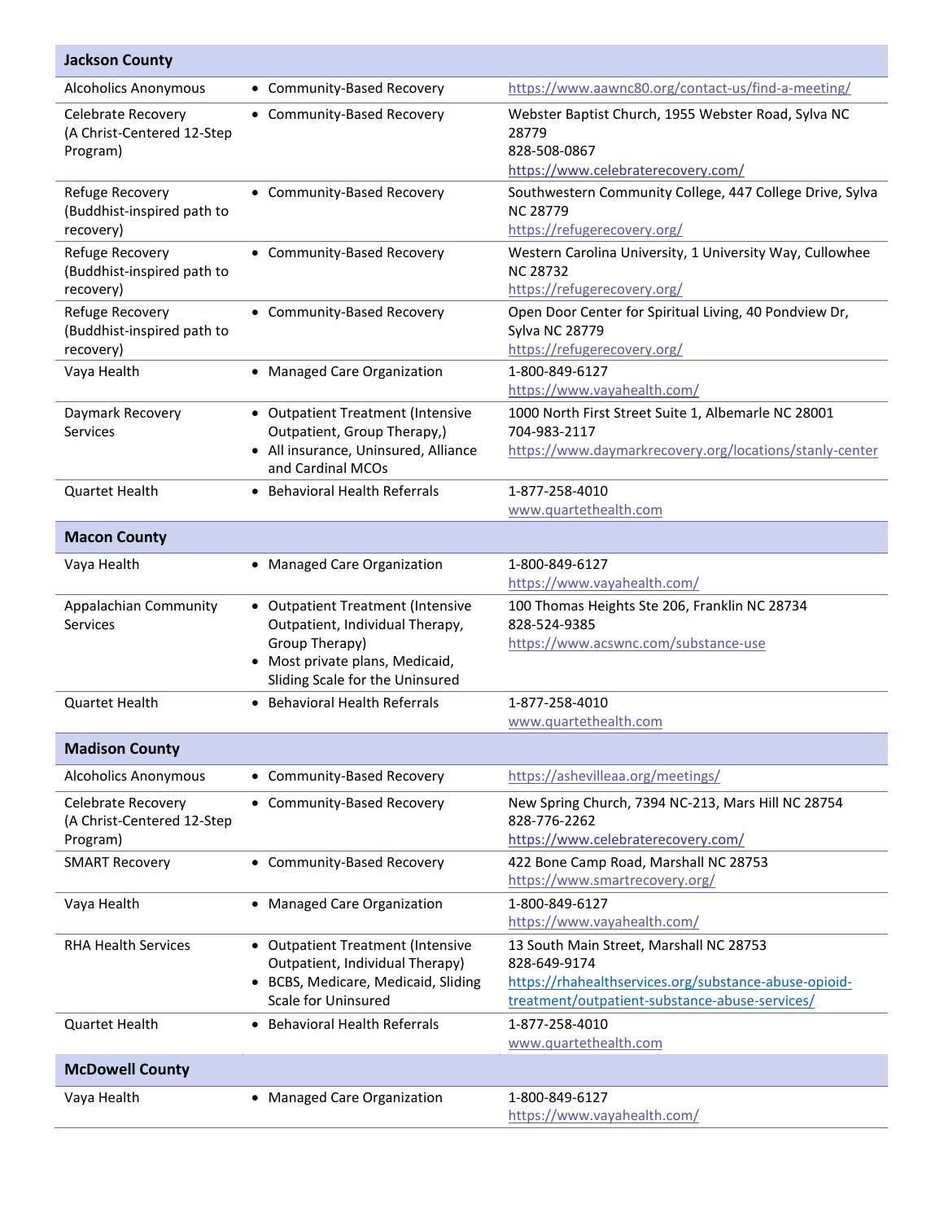| Jackson County | | |
|---|---|---|
| Alcoholics Anonymous | • Community-Based Recovery | https://www.aawnc80.org/contact-us/find-a-meeting/ |
| Celebrate Recovery (A Christ-Centered 12-Step Program) | • Community-Based Recovery | Webster Baptist Church, 1955 Webster Road, Sylva NC 28779<br>828-508-0867<br>https://www.celebraterecovery.com/ |
| Refuge Recovery (Buddhist-inspired path to recovery) | • Community-Based Recovery | Southwestern Community College, 447 College Drive, Sylva NC 28779<br>https://refugerecovery.org/ |
| Refuge Recovery (Buddhist-inspired path to recovery) | • Community-Based Recovery | Western Carolina University, 1 University Way, Cullowhee NC 28732<br>https://refugerecovery.org/ |
| Refuge Recovery (Buddhist-inspired path to recovery) | • Community-Based Recovery | Open Door Center for Spiritual Living, 40 Pondview Dr, Sylva NC 28779<br>https://refugerecovery.org/ |
| Vaya Health | • Managed Care Organization | 1-800-849-6127<br>https://www.vayahealth.com/ |
| Daymark Recovery Services | • Outpatient Treatment (Intensive Outpatient, Group Therapy,)<br>• All insurance, Uninsured, Alliance and Cardinal MCOs | 1000 North First Street Suite 1, Albemarle NC 28001<br>704-983-2117<br>https://www.daymarkrecovery.org/locations/stanly-center |
| Quartet Health | • Behavioral Health Referrals | 1-877-258-4010<br>www.quartethealth.com |
| **Macon County** | | |
| Vaya Health | • Managed Care Organization | 1-800-849-6127<br>https://www.vayahealth.com/ |
| Appalachian Community Services | • Outpatient Treatment (Intensive Outpatient, Individual Therapy, Group Therapy)<br>• Most private plans, Medicaid, Sliding Scale for the Uninsured | 100 Thomas Heights Ste 206, Franklin NC 28734<br>828-524-9385<br>https://www.acswnc.com/substance-use |
| Quartet Health | • Behavioral Health Referrals | 1-877-258-4010<br>www.quartethealth.com |
| **Madison County** | | |
| Alcoholics Anonymous | • Community-Based Recovery | https://ashevilleaa.org/meetings/ |
| Celebrate Recovery (A Christ-Centered 12-Step Program) | • Community-Based Recovery | New Spring Church, 7394 NC-213, Mars Hill NC 28754<br>828-776-2262<br>https://www.celebraterecovery.com/ |
| SMART Recovery | • Community-Based Recovery | 422 Bone Camp Road, Marshall NC 28753<br>https://www.smartrecovery.org/ |
| Vaya Health | • Managed Care Organization | 1-800-849-6127<br>https://www.vayahealth.com/ |
| RHA Health Services | • Outpatient Treatment (Intensive Outpatient, Individual Therapy)<br>• BCBS, Medicare, Medicaid, Sliding Scale for Uninsured | 13 South Main Street, Marshall NC 28753<br>828-649-9174<br>https://rhahealthservices.org/substance-abuse-opioid-treatment/outpatient-substance-abuse-services/ |
| Quartet Health | • Behavioral Health Referrals | 1-877-258-4010<br>www.quartethealth.com |
| **McDowell County** | | |
| Vaya Health | • Managed Care Organization | 1-800-849-6127<br>https://www.vayahealth.com/ |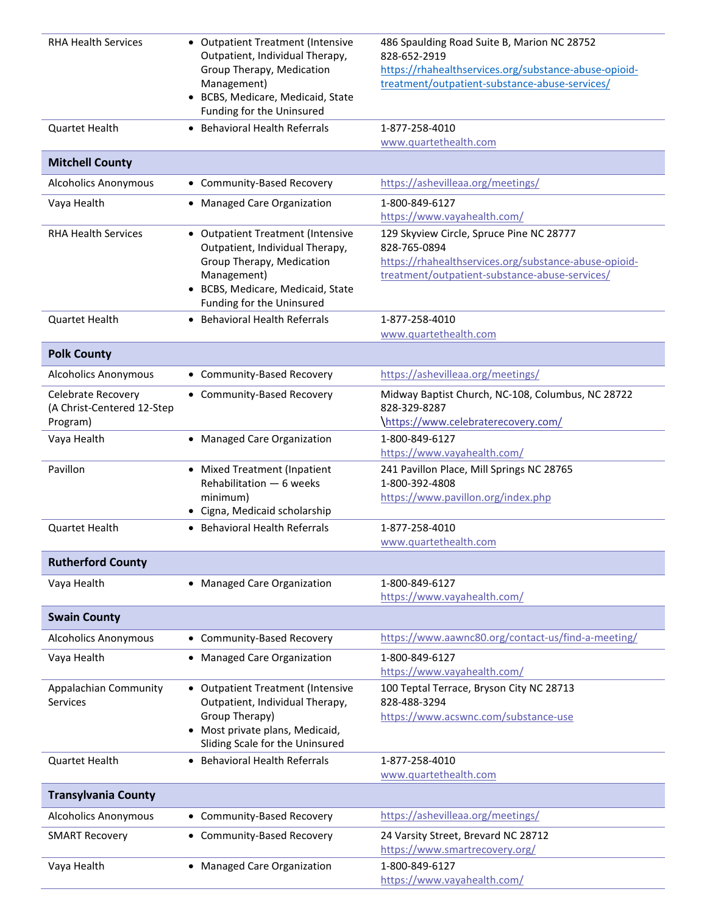| | | |
|---|---|---|
| RHA Health Services | • Outpatient Treatment (Intensive Outpatient, Individual Therapy, Group Therapy, Medication Management)<br>• BCBS, Medicare, Medicaid, State Funding for the Uninsured | 486 Spaulding Road Suite B, Marion NC 28752<br>828-652-2919<br>https://rhahealthservices.org/substance-abuse-opioid-treatment/outpatient-substance-abuse-services/ |
| Quartet Health | • Behavioral Health Referrals | 1-877-258-4010<br>www.quartethealth.com |
| **Mitchell County** | | |
| Alcoholics Anonymous | • Community-Based Recovery | https://ashevilleaa.org/meetings/ |
| Vaya Health | • Managed Care Organization | 1-800-849-6127<br>https://www.vayahealth.com/ |
| RHA Health Services | • Outpatient Treatment (Intensive Outpatient, Individual Therapy, Group Therapy, Medication Management)<br>• BCBS, Medicare, Medicaid, State Funding for the Uninsured | 129 Skyview Circle, Spruce Pine NC 28777<br>828-765-0894<br>https://rhahealthservices.org/substance-abuse-opioid-treatment/outpatient-substance-abuse-services/ |
| Quartet Health | • Behavioral Health Referrals | 1-877-258-4010<br>www.quartethealth.com |
| **Polk County** | | |
| Alcoholics Anonymous | • Community-Based Recovery | https://ashevilleaa.org/meetings/ |
| Celebrate Recovery (A Christ-Centered 12-Step Program) | • Community-Based Recovery | Midway Baptist Church, NC-108, Columbus, NC 28722<br>828-329-8287<br>\https://www.celebraterecovery.com/ |
| Vaya Health | • Managed Care Organization | 1-800-849-6127<br>https://www.vayahealth.com/ |
| Pavillon | • Mixed Treatment (Inpatient Rehabilitation — 6 weeks minimum)<br>• Cigna, Medicaid scholarship | 241 Pavillon Place, Mill Springs NC 28765<br>1-800-392-4808<br>https://www.pavillon.org/index.php |
| Quartet Health | • Behavioral Health Referrals | 1-877-258-4010<br>www.quartethealth.com |
| **Rutherford County** | | |
| Vaya Health | • Managed Care Organization | 1-800-849-6127<br>https://www.vayahealth.com/ |
| **Swain County** | | |
| Alcoholics Anonymous | • Community-Based Recovery | https://www.aawnc80.org/contact-us/find-a-meeting/ |
| Vaya Health | • Managed Care Organization | 1-800-849-6127<br>https://www.vayahealth.com/ |
| Appalachian Community Services | • Outpatient Treatment (Intensive Outpatient, Individual Therapy, Group Therapy)<br>• Most private plans, Medicaid, Sliding Scale for the Uninsured | 100 Teptal Terrace, Bryson City NC 28713<br>828-488-3294<br>https://www.acswnc.com/substance-use |
| Quartet Health | • Behavioral Health Referrals | 1-877-258-4010<br>www.quartethealth.com |
| **Transylvania County** | | |
| Alcoholics Anonymous | • Community-Based Recovery | https://ashevilleaa.org/meetings/ |
| SMART Recovery | • Community-Based Recovery | 24 Varsity Street, Brevard NC 28712<br>https://www.smartrecovery.org/ |
| Vaya Health | • Managed Care Organization | 1-800-849-6127<br>https://www.vayahealth.com/ |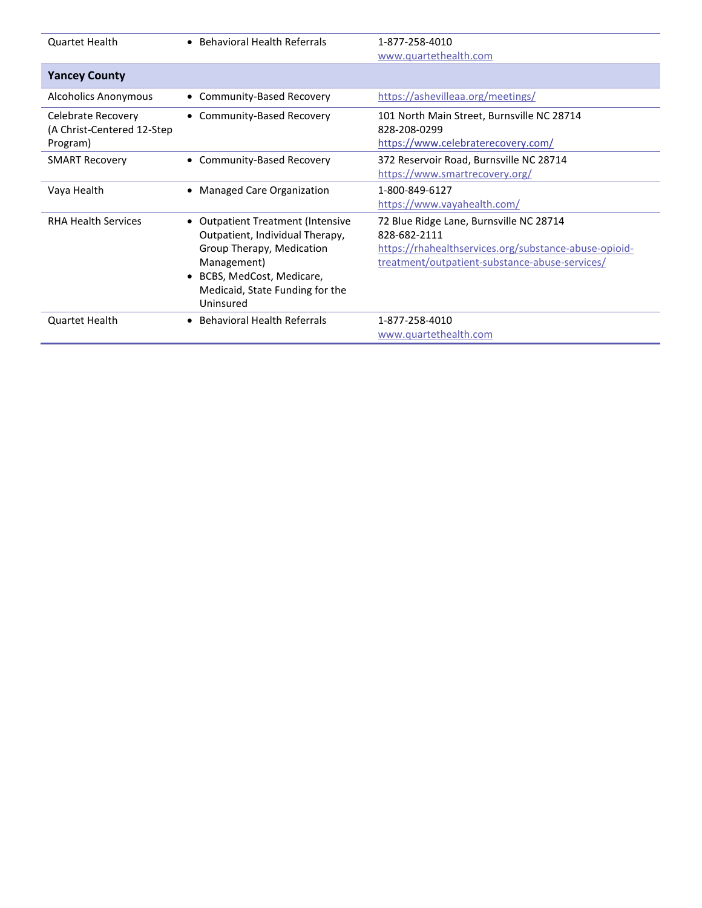| | | |
|---|---|---|
| Quartet Health | • Behavioral Health Referrals | 1-877-258-4010<br>www.quartethealth.com |
| **Yancey County** | | |
| Alcoholics Anonymous | • Community-Based Recovery | https://ashevilleaa.org/meetings/ |
| Celebrate Recovery (A Christ-Centered 12-Step Program) | • Community-Based Recovery | 101 North Main Street, Burnsville NC 28714<br>828-208-0299<br>https://www.celebraterecovery.com/ |
| SMART Recovery | • Community-Based Recovery | 372 Reservoir Road, Burnsville NC 28714<br>https://www.smartrecovery.org/ |
| Vaya Health | • Managed Care Organization | 1-800-849-6127<br>https://www.vayahealth.com/ |
| RHA Health Services | • Outpatient Treatment (Intensive Outpatient, Individual Therapy, Group Therapy, Medication Management)<br>• BCBS, MedCost, Medicare, Medicaid, State Funding for the Uninsured | 72 Blue Ridge Lane, Burnsville NC 28714<br>828-682-2111<br>https://rhahealthservices.org/substance-abuse-opioid-treatment/outpatient-substance-abuse-services/ |
| Quartet Health | • Behavioral Health Referrals | 1-877-258-4010<br>www.quartethealth.com |